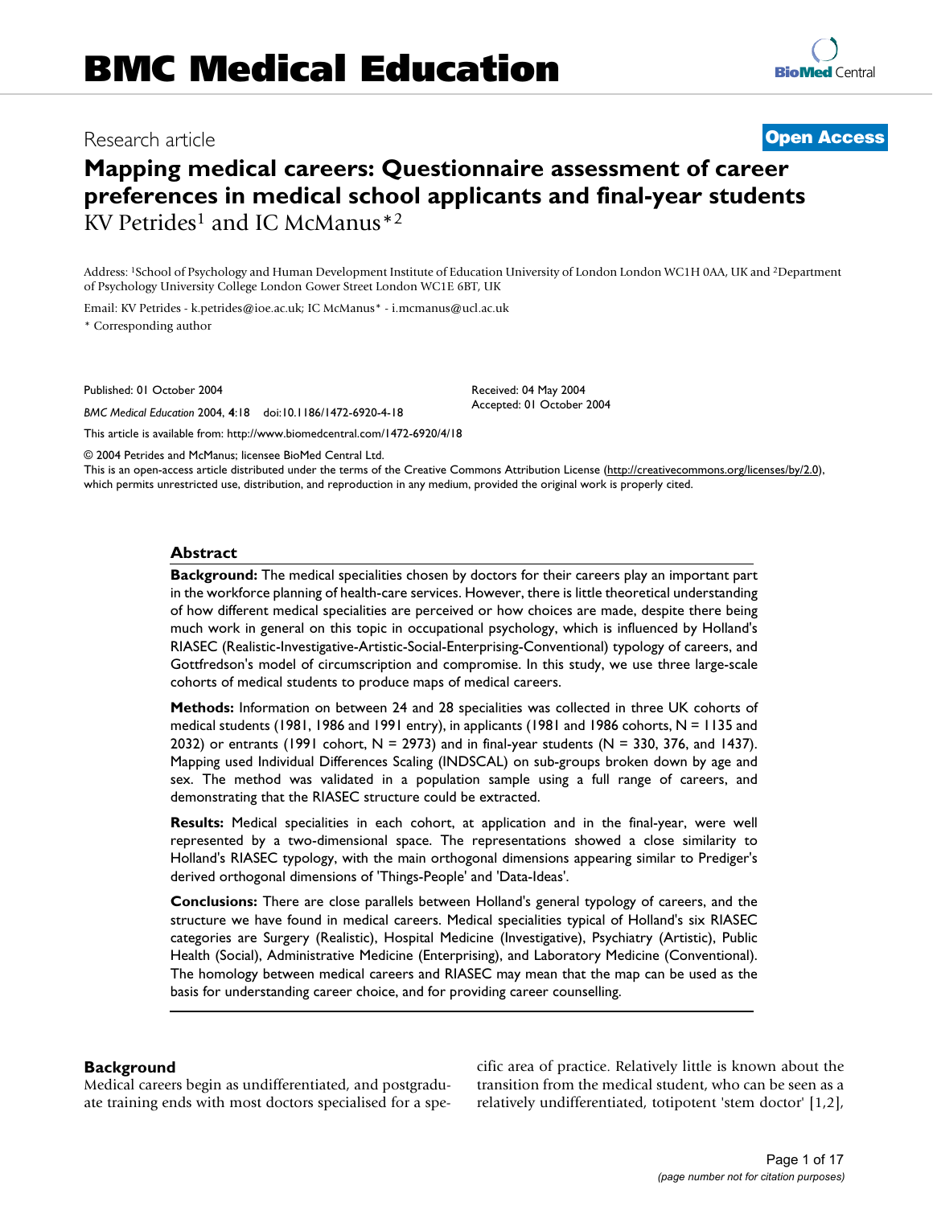Research article

**Open Access**

# Mapping medical careers: Questionnaire assessment of career preferences in medical school applicants and final-year students

KV Petrides[1] and IC McManus*[2]

Address: [1]School of Psychology and Human Development Institute of Education University of London London WC1H 0AA, UK and [2]Department of Psychology University College London Gower Street London WC1E 6BT, UK

Email: KV Petrides - k.petrides@ioe.ac.uk; IC McManus* - i.mcmanus@ucl.ac.uk

* Corresponding author

Published: 01 October 2004

*BMC Medical Education* 2004, **4**:18 doi:10.1186/1472-6920-4-18

Received: 04 May 2004
Accepted: 01 October 2004

This article is available from: http://www.biomedcentral.com/1472-6920/4/18

© 2004 Petrides and McManus; licensee BioMed Central Ltd.
This is an open-access article distributed under the terms of the Creative Commons Attribution License (http://creativecommons.org/licenses/by/2.0), which permits unrestricted use, distribution, and reproduction in any medium, provided the original work is properly cited.

## Abstract

**Background:** The medical specialities chosen by doctors for their careers play an important part in the workforce planning of health-care services. However, there is little theoretical understanding of how different medical specialities are perceived or how choices are made, despite there being much work in general on this topic in occupational psychology, which is influenced by Holland's RIASEC (Realistic-Investigative-Artistic-Social-Enterprising-Conventional) typology of careers, and Gottfredson's model of circumscription and compromise. In this study, we use three large-scale cohorts of medical students to produce maps of medical careers.

**Methods:** Information on between 24 and 28 specialities was collected in three UK cohorts of medical students (1981, 1986 and 1991 entry), in applicants (1981 and 1986 cohorts, N = 1135 and 2032) or entrants (1991 cohort, N = 2973) and in final-year students (N = 330, 376, and 1437). Mapping used Individual Differences Scaling (INDSCAL) on sub-groups broken down by age and sex. The method was validated in a population sample using a full range of careers, and demonstrating that the RIASEC structure could be extracted.

**Results:** Medical specialities in each cohort, at application and in the final-year, were well represented by a two-dimensional space. The representations showed a close similarity to Holland's RIASEC typology, with the main orthogonal dimensions appearing similar to Prediger's derived orthogonal dimensions of 'Things-People' and 'Data-Ideas'.

**Conclusions:** There are close parallels between Holland's general typology of careers, and the structure we have found in medical careers. Medical specialities typical of Holland's six RIASEC categories are Surgery (Realistic), Hospital Medicine (Investigative), Psychiatry (Artistic), Public Health (Social), Administrative Medicine (Enterprising), and Laboratory Medicine (Conventional). The homology between medical careers and RIASEC may mean that the map can be used as the basis for understanding career choice, and for providing career counselling.

## Background

Medical careers begin as undifferentiated, and postgraduate training ends with most doctors specialised for a specific area of practice. Relatively little is known about the transition from the medical student, who can be seen as a relatively undifferentiated, totipotent 'stem doctor' [1,2],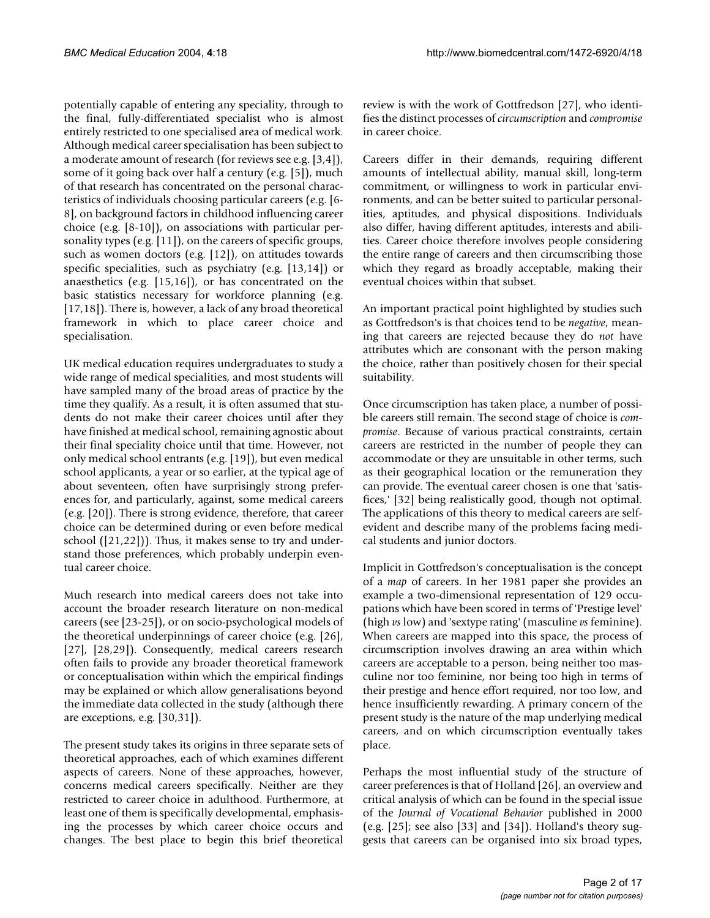potentially capable of entering any speciality, through to the final, fully-differentiated specialist who is almost entirely restricted to one specialised area of medical work. Although medical career specialisation has been subject to a moderate amount of research (for reviews see e.g. [3,4]), some of it going back over half a century (e.g. [5]), much of that research has concentrated on the personal characteristics of individuals choosing particular careers (e.g. [6-8], on background factors in childhood influencing career choice (e.g. [8-10]), on associations with particular personality types (e.g. [11]), on the careers of specific groups, such as women doctors (e.g. [12]), on attitudes towards specific specialities, such as psychiatry (e.g. [13,14]) or anaesthetics (e.g. [15,16]), or has concentrated on the basic statistics necessary for workforce planning (e.g. [17,18]). There is, however, a lack of any broad theoretical framework in which to place career choice and specialisation.

UK medical education requires undergraduates to study a wide range of medical specialities, and most students will have sampled many of the broad areas of practice by the time they qualify. As a result, it is often assumed that students do not make their career choices until after they have finished at medical school, remaining agnostic about their final speciality choice until that time. However, not only medical school entrants (e.g. [19]), but even medical school applicants, a year or so earlier, at the typical age of about seventeen, often have surprisingly strong preferences for, and particularly, against, some medical careers (e.g. [20]). There is strong evidence, therefore, that career choice can be determined during or even before medical school ([21,22])). Thus, it makes sense to try and understand those preferences, which probably underpin eventual career choice.

Much research into medical careers does not take into account the broader research literature on non-medical careers (see [23-25]), or on socio-psychological models of the theoretical underpinnings of career choice (e.g. [26], [27], [28,29]). Consequently, medical careers research often fails to provide any broader theoretical framework or conceptualisation within which the empirical findings may be explained or which allow generalisations beyond the immediate data collected in the study (although there are exceptions, e.g. [30,31]).

The present study takes its origins in three separate sets of theoretical approaches, each of which examines different aspects of careers. None of these approaches, however, concerns medical careers specifically. Neither are they restricted to career choice in adulthood. Furthermore, at least one of them is specifically developmental, emphasising the processes by which career choice occurs and changes. The best place to begin this brief theoretical review is with the work of Gottfredson [27], who identifies the distinct processes of *circumscription* and *compromise* in career choice.

Careers differ in their demands, requiring different amounts of intellectual ability, manual skill, long-term commitment, or willingness to work in particular environments, and can be better suited to particular personalities, aptitudes, and physical dispositions. Individuals also differ, having different aptitudes, interests and abilities. Career choice therefore involves people considering the entire range of careers and then circumscribing those which they regard as broadly acceptable, making their eventual choices within that subset.

An important practical point highlighted by studies such as Gottfredson's is that choices tend to be *negative*, meaning that careers are rejected because they do *not* have attributes which are consonant with the person making the choice, rather than positively chosen for their special suitability.

Once circumscription has taken place, a number of possible careers still remain. The second stage of choice is *compromise*. Because of various practical constraints, certain careers are restricted in the number of people they can accommodate or they are unsuitable in other terms, such as their geographical location or the remuneration they can provide. The eventual career chosen is one that 'satisfices,' [32] being realistically good, though not optimal. The applications of this theory to medical careers are self-evident and describe many of the problems facing medical students and junior doctors.

Implicit in Gottfredson's conceptualisation is the concept of a *map* of careers. In her 1981 paper she provides an example a two-dimensional representation of 129 occupations which have been scored in terms of 'Prestige level' (high *vs* low) and 'sextype rating' (masculine *vs* feminine). When careers are mapped into this space, the process of circumscription involves drawing an area within which careers are acceptable to a person, being neither too masculine nor too feminine, nor being too high in terms of their prestige and hence effort required, nor too low, and hence insufficiently rewarding. A primary concern of the present study is the nature of the map underlying medical careers, and on which circumscription eventually takes place.

Perhaps the most influential study of the structure of career preferences is that of Holland [26], an overview and critical analysis of which can be found in the special issue of the *Journal of Vocational Behavior* published in 2000 (e.g. [25]; see also [33] and [34]). Holland's theory suggests that careers can be organised into six broad types,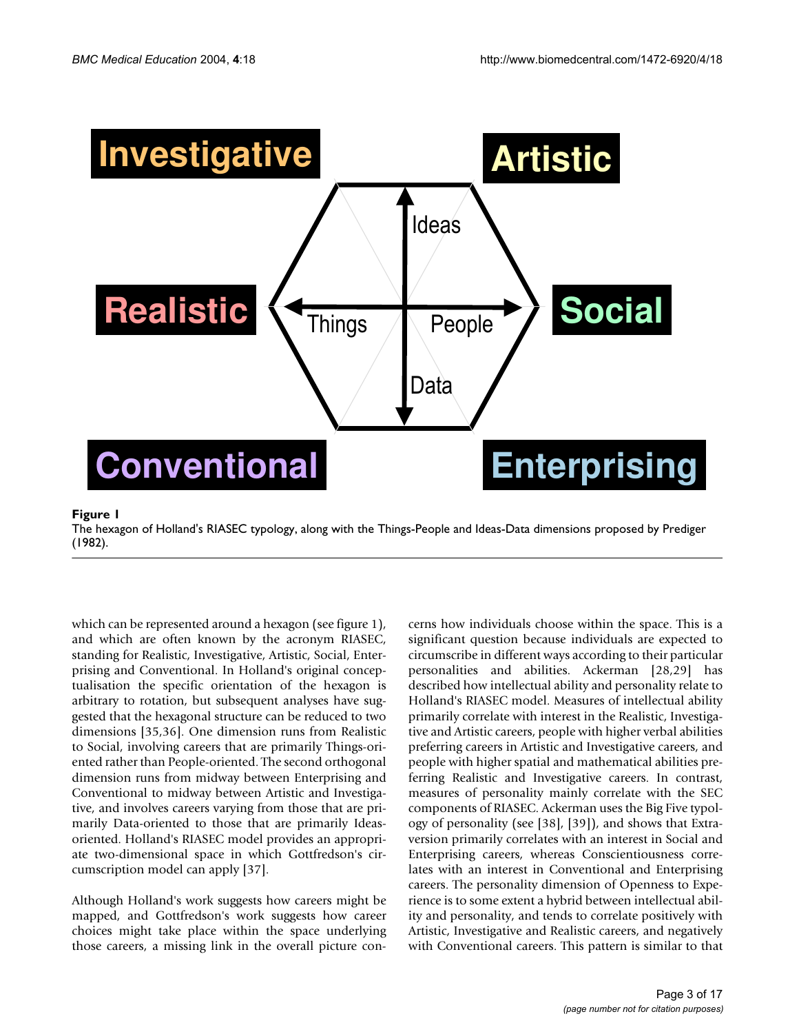**Figure 1**

The hexagon of Holland's RIASEC typology, along with the Things-People and Ideas-Data dimensions proposed by Prediger (1982).

which can be represented around a hexagon (see figure 1), and which are often known by the acronym RIASEC, standing for Realistic, Investigative, Artistic, Social, Enterprising and Conventional. In Holland's original conceptualisation the specific orientation of the hexagon is arbitrary to rotation, but subsequent analyses have suggested that the hexagonal structure can be reduced to two dimensions [35,36]. One dimension runs from Realistic to Social, involving careers that are primarily Things-oriented rather than People-oriented. The second orthogonal dimension runs from midway between Enterprising and Conventional to midway between Artistic and Investigative, and involves careers varying from those that are primarily Data-oriented to those that are primarily Ideas-oriented. Holland's RIASEC model provides an appropriate two-dimensional space in which Gottfredson's circumscription model can apply [37].

Although Holland's work suggests how careers might be mapped, and Gottfredson's work suggests how career choices might take place within the space underlying those careers, a missing link in the overall picture concerns how individuals choose within the space. This is a significant question because individuals are expected to circumscribe in different ways according to their particular personalities and abilities. Ackerman [28,29] has described how intellectual ability and personality relate to Holland's RIASEC model. Measures of intellectual ability primarily correlate with interest in the Realistic, Investigative and Artistic careers, people with higher verbal abilities preferring careers in Artistic and Investigative careers, and people with higher spatial and mathematical abilities preferring Realistic and Investigative careers. In contrast, measures of personality mainly correlate with the SEC components of RIASEC. Ackerman uses the Big Five typology of personality (see [38], [39]), and shows that Extraversion primarily correlates with an interest in Social and Enterprising careers, whereas Conscientiousness correlates with an interest in Conventional and Enterprising careers. The personality dimension of Openness to Experience is to some extent a hybrid between intellectual ability and personality, and tends to correlate positively with Artistic, Investigative and Realistic careers, and negatively with Conventional careers. This pattern is similar to that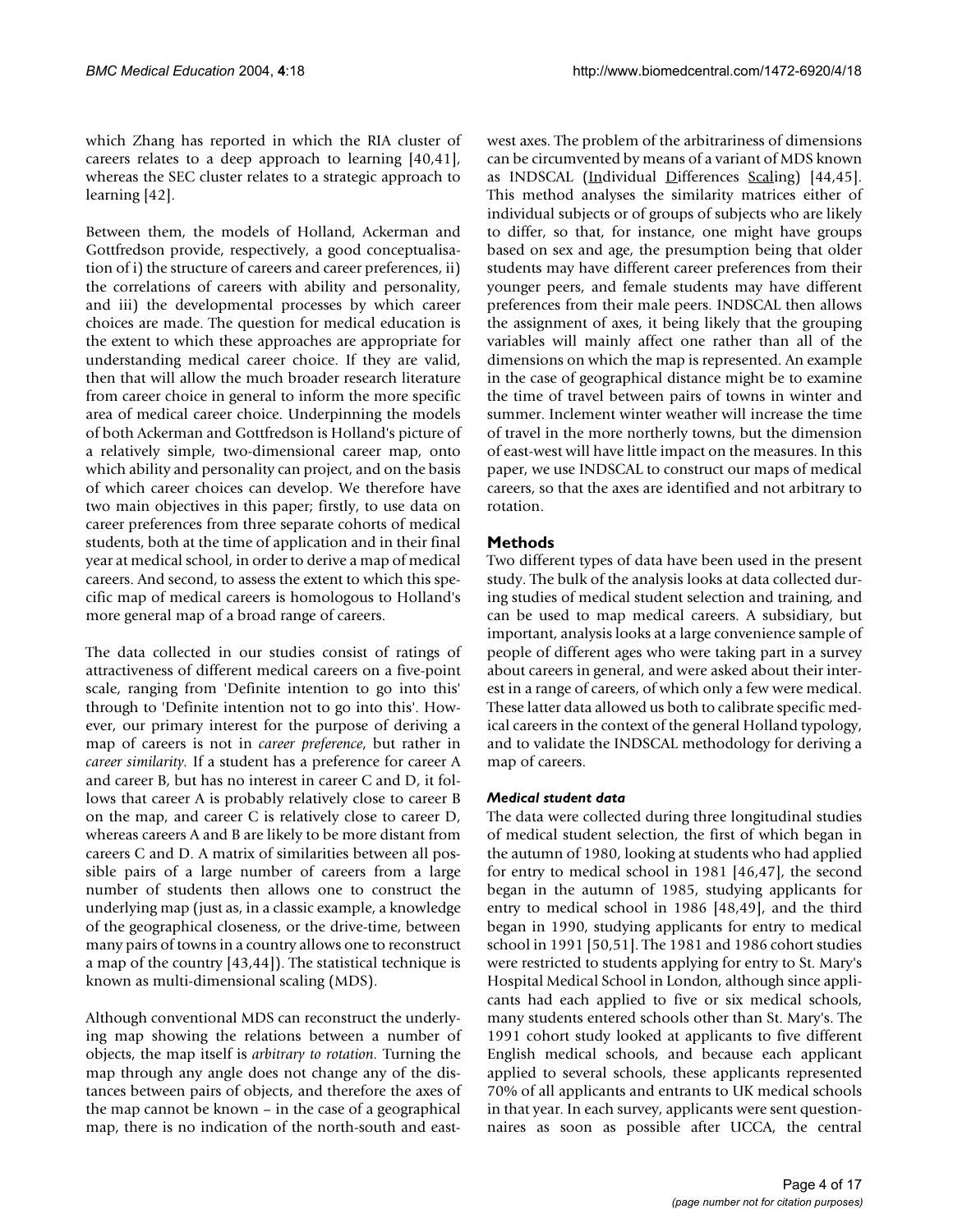which Zhang has reported in which the RIA cluster of careers relates to a deep approach to learning [40,41], whereas the SEC cluster relates to a strategic approach to learning [42].

Between them, the models of Holland, Ackerman and Gottfredson provide, respectively, a good conceptualisation of i) the structure of careers and career preferences, ii) the correlations of careers with ability and personality, and iii) the developmental processes by which career choices are made. The question for medical education is the extent to which these approaches are appropriate for understanding medical career choice. If they are valid, then that will allow the much broader research literature from career choice in general to inform the more specific area of medical career choice. Underpinning the models of both Ackerman and Gottfredson is Holland's picture of a relatively simple, two-dimensional career map, onto which ability and personality can project, and on the basis of which career choices can develop. We therefore have two main objectives in this paper; firstly, to use data on career preferences from three separate cohorts of medical students, both at the time of application and in their final year at medical school, in order to derive a map of medical careers. And second, to assess the extent to which this specific map of medical careers is homologous to Holland's more general map of a broad range of careers.

The data collected in our studies consist of ratings of attractiveness of different medical careers on a five-point scale, ranging from 'Definite intention to go into this' through to 'Definite intention not to go into this'. However, our primary interest for the purpose of deriving a map of careers is not in *career preference*, but rather in *career similarity.* If a student has a preference for career A and career B, but has no interest in career C and D, it follows that career A is probably relatively close to career B on the map, and career C is relatively close to career D, whereas careers A and B are likely to be more distant from careers C and D. A matrix of similarities between all possible pairs of a large number of careers from a large number of students then allows one to construct the underlying map (just as, in a classic example, a knowledge of the geographical closeness, or the drive-time, between many pairs of towns in a country allows one to reconstruct a map of the country [43,44]). The statistical technique is known as multi-dimensional scaling (MDS).

Although conventional MDS can reconstruct the underlying map showing the relations between a number of objects, the map itself is *arbitrary to rotation.* Turning the map through any angle does not change any of the distances between pairs of objects, and therefore the axes of the map cannot be known – in the case of a geographical map, there is no indication of the north-south and east-west axes. The problem of the arbitrariness of dimensions can be circumvented by means of a variant of MDS known as INDSCAL (Individual Differences Scaling) [44,45]. This method analyses the similarity matrices either of individual subjects or of groups of subjects who are likely to differ, so that, for instance, one might have groups based on sex and age, the presumption being that older students may have different career preferences from their younger peers, and female students may have different preferences from their male peers. INDSCAL then allows the assignment of axes, it being likely that the grouping variables will mainly affect one rather than all of the dimensions on which the map is represented. An example in the case of geographical distance might be to examine the time of travel between pairs of towns in winter and summer. Inclement winter weather will increase the time of travel in the more northerly towns, but the dimension of east-west will have little impact on the measures. In this paper, we use INDSCAL to construct our maps of medical careers, so that the axes are identified and not arbitrary to rotation.

## Methods

Two different types of data have been used in the present study. The bulk of the analysis looks at data collected during studies of medical student selection and training, and can be used to map medical careers. A subsidiary, but important, analysis looks at a large convenience sample of people of different ages who were taking part in a survey about careers in general, and were asked about their interest in a range of careers, of which only a few were medical. These latter data allowed us both to calibrate specific medical careers in the context of the general Holland typology, and to validate the INDSCAL methodology for deriving a map of careers.

### *Medical student data*

The data were collected during three longitudinal studies of medical student selection, the first of which began in the autumn of 1980, looking at students who had applied for entry to medical school in 1981 [46,47], the second began in the autumn of 1985, studying applicants for entry to medical school in 1986 [48,49], and the third began in 1990, studying applicants for entry to medical school in 1991 [50,51]. The 1981 and 1986 cohort studies were restricted to students applying for entry to St. Mary's Hospital Medical School in London, although since applicants had each applied to five or six medical schools, many students entered schools other than St. Mary's. The 1991 cohort study looked at applicants to five different English medical schools, and because each applicant applied to several schools, these applicants represented 70% of all applicants and entrants to UK medical schools in that year. In each survey, applicants were sent questionnaires as soon as possible after UCCA, the central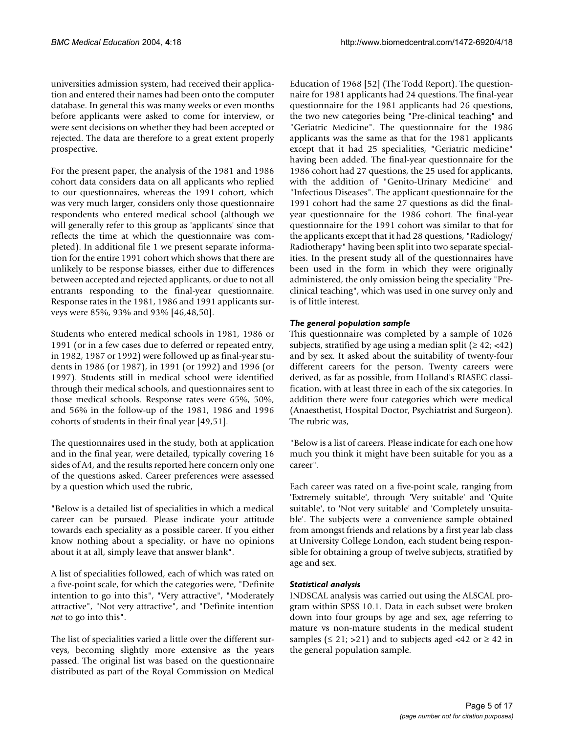universities admission system, had received their application and entered their names had been onto the computer database. In general this was many weeks or even months before applicants were asked to come for interview, or were sent decisions on whether they had been accepted or rejected. The data are therefore to a great extent properly prospective.

For the present paper, the analysis of the 1981 and 1986 cohort data considers data on all applicants who replied to our questionnaires, whereas the 1991 cohort, which was very much larger, considers only those questionnaire respondents who entered medical school (although we will generally refer to this group as 'applicants' since that reflects the time at which the questionnaire was completed). In additional file 1 we present separate information for the entire 1991 cohort which shows that there are unlikely to be response biasses, either due to differences between accepted and rejected applicants, or due to not all entrants responding to the final-year questionnaire. Response rates in the 1981, 1986 and 1991 applicants surveys were 85%, 93% and 93% [46,48,50].

Students who entered medical schools in 1981, 1986 or 1991 (or in a few cases due to deferred or repeated entry, in 1982, 1987 or 1992) were followed up as final-year students in 1986 (or 1987), in 1991 (or 1992) and 1996 (or 1997). Students still in medical school were identified through their medical schools, and questionnaires sent to those medical schools. Response rates were 65%, 50%, and 56% in the follow-up of the 1981, 1986 and 1996 cohorts of students in their final year [49,51].

The questionnaires used in the study, both at application and in the final year, were detailed, typically covering 16 sides of A4, and the results reported here concern only one of the questions asked. Career preferences were assessed by a question which used the rubric,

"Below is a detailed list of specialities in which a medical career can be pursued. Please indicate your attitude towards each speciality as a possible career. If you either know nothing about a speciality, or have no opinions about it at all, simply leave that answer blank".

A list of specialities followed, each of which was rated on a five-point scale, for which the categories were, "Definite intention to go into this", "Very attractive", "Moderately attractive", "Not very attractive", and "Definite intention *not* to go into this".

The list of specialities varied a little over the different surveys, becoming slightly more extensive as the years passed. The original list was based on the questionnaire distributed as part of the Royal Commission on Medical Education of 1968 [52] (The Todd Report). The questionnaire for 1981 applicants had 24 questions. The final-year questionnaire for the 1981 applicants had 26 questions, the two new categories being "Pre-clinical teaching" and "Geriatric Medicine". The questionnaire for the 1986 applicants was the same as that for the 1981 applicants except that it had 25 specialities, "Geriatric medicine" having been added. The final-year questionnaire for the 1986 cohort had 27 questions, the 25 used for applicants, with the addition of "Genito-Urinary Medicine" and "Infectious Diseases". The applicant questionnaire for the 1991 cohort had the same 27 questions as did the final-year questionnaire for the 1986 cohort. The final-year questionnaire for the 1991 cohort was similar to that for the applicants except that it had 28 questions, "Radiology/Radiotherapy" having been split into two separate specialities. In the present study all of the questionnaires have been used in the form in which they were originally administered, the only omission being the speciality "Pre-clinical teaching", which was used in one survey only and is of little interest.

### *The general population sample*

This questionnaire was completed by a sample of 1026 subjects, stratified by age using a median split ($\geq 42$; $<42$) and by sex. It asked about the suitability of twenty-four different careers for the person. Twenty careers were derived, as far as possible, from Holland's RIASEC classification, with at least three in each of the six categories. In addition there were four categories which were medical (Anaesthetist, Hospital Doctor, Psychiatrist and Surgeon). The rubric was,

"Below is a list of careers. Please indicate for each one how much you think it might have been suitable for you as a career".

Each career was rated on a five-point scale, ranging from 'Extremely suitable', through 'Very suitable' and 'Quite suitable', to 'Not very suitable' and 'Completely unsuitable'. The subjects were a convenience sample obtained from amongst friends and relations by a first year lab class at University College London, each student being responsible for obtaining a group of twelve subjects, stratified by age and sex.

### *Statistical analysis*

INDSCAL analysis was carried out using the ALSCAL program within SPSS 10.1. Data in each subset were broken down into four groups by age and sex, age referring to mature vs non-mature students in the medical student samples ($\leq 21$; $>21$) and to subjects aged $<42$ or $\geq 42$ in the general population sample.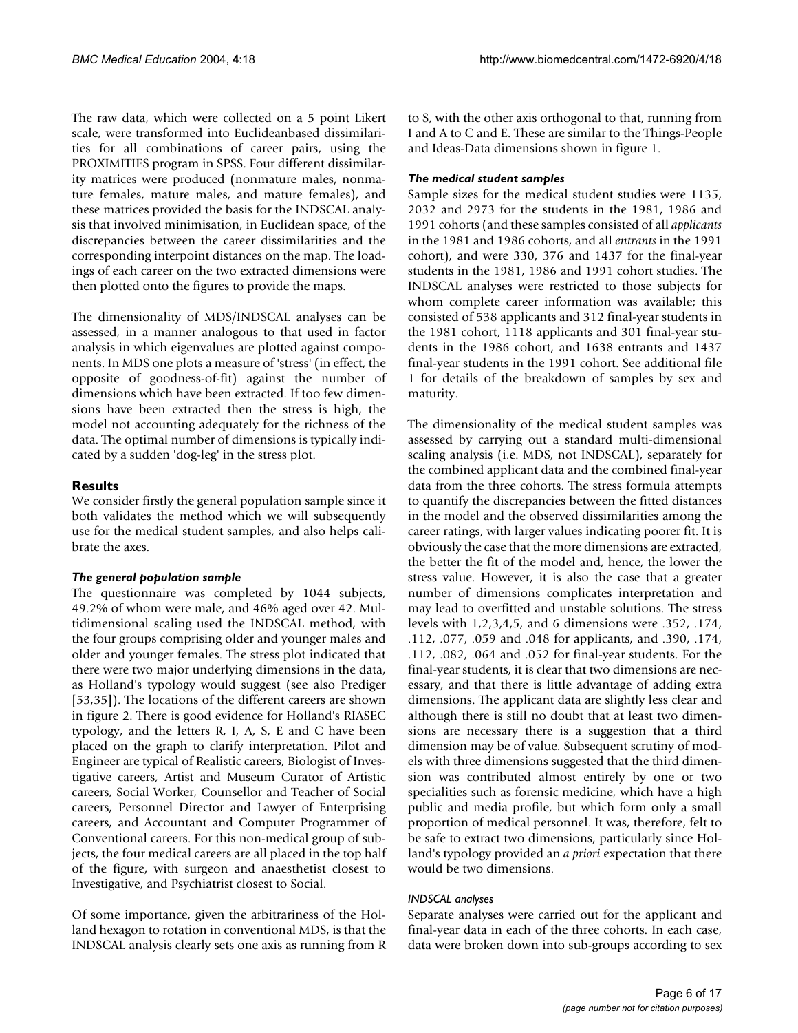The raw data, which were collected on a 5 point Likert scale, were transformed into Euclideanbased dissimilarities for all combinations of career pairs, using the PROXIMITIES program in SPSS. Four different dissimilarity matrices were produced (nonmature males, nonmature females, mature males, and mature females), and these matrices provided the basis for the INDSCAL analysis that involved minimisation, in Euclidean space, of the discrepancies between the career dissimilarities and the corresponding interpoint distances on the map. The loadings of each career on the two extracted dimensions were then plotted onto the figures to provide the maps.

The dimensionality of MDS/INDSCAL analyses can be assessed, in a manner analogous to that used in factor analysis in which eigenvalues are plotted against components. In MDS one plots a measure of 'stress' (in effect, the opposite of goodness-of-fit) against the number of dimensions which have been extracted. If too few dimensions have been extracted then the stress is high, the model not accounting adequately for the richness of the data. The optimal number of dimensions is typically indicated by a sudden 'dog-leg' in the stress plot.

## Results

We consider firstly the general population sample since it both validates the method which we will subsequently use for the medical student samples, and also helps calibrate the axes.

### *The general population sample*

The questionnaire was completed by 1044 subjects, 49.2% of whom were male, and 46% aged over 42. Multidimensional scaling used the INDSCAL method, with the four groups comprising older and younger males and older and younger females. The stress plot indicated that there were two major underlying dimensions in the data, as Holland's typology would suggest (see also Prediger [53,35]). The locations of the different careers are shown in figure 2. There is good evidence for Holland's RIASEC typology, and the letters R, I, A, S, E and C have been placed on the graph to clarify interpretation. Pilot and Engineer are typical of Realistic careers, Biologist of Investigative careers, Artist and Museum Curator of Artistic careers, Social Worker, Counsellor and Teacher of Social careers, Personnel Director and Lawyer of Enterprising careers, and Accountant and Computer Programmer of Conventional careers. For this non-medical group of subjects, the four medical careers are all placed in the top half of the figure, with surgeon and anaesthetist closest to Investigative, and Psychiatrist closest to Social.

Of some importance, given the arbitrariness of the Holland hexagon to rotation in conventional MDS, is that the INDSCAL analysis clearly sets one axis as running from R to S, with the other axis orthogonal to that, running from I and A to C and E. These are similar to the Things-People and Ideas-Data dimensions shown in figure 1.

### *The medical student samples*

Sample sizes for the medical student studies were 1135, 2032 and 2973 for the students in the 1981, 1986 and 1991 cohorts (and these samples consisted of all *applicants* in the 1981 and 1986 cohorts, and all *entrants* in the 1991 cohort), and were 330, 376 and 1437 for the final-year students in the 1981, 1986 and 1991 cohort studies. The INDSCAL analyses were restricted to those subjects for whom complete career information was available; this consisted of 538 applicants and 312 final-year students in the 1981 cohort, 1118 applicants and 301 final-year students in the 1986 cohort, and 1638 entrants and 1437 final-year students in the 1991 cohort. See additional file 1 for details of the breakdown of samples by sex and maturity.

The dimensionality of the medical student samples was assessed by carrying out a standard multi-dimensional scaling analysis (i.e. MDS, not INDSCAL), separately for the combined applicant data and the combined final-year data from the three cohorts. The stress formula attempts to quantify the discrepancies between the fitted distances in the model and the observed dissimilarities among the career ratings, with larger values indicating poorer fit. It is obviously the case that the more dimensions are extracted, the better the fit of the model and, hence, the lower the stress value. However, it is also the case that a greater number of dimensions complicates interpretation and may lead to overfitted and unstable solutions. The stress levels with 1,2,3,4,5, and 6 dimensions were .352, .174, .112, .077, .059 and .048 for applicants, and .390, .174, .112, .082, .064 and .052 for final-year students. For the final-year students, it is clear that two dimensions are necessary, and that there is little advantage of adding extra dimensions. The applicant data are slightly less clear and although there is still no doubt that at least two dimensions are necessary there is a suggestion that a third dimension may be of value. Subsequent scrutiny of models with three dimensions suggested that the third dimension was contributed almost entirely by one or two specialities such as forensic medicine, which have a high public and media profile, but which form only a small proportion of medical personnel. It was, therefore, felt to be safe to extract two dimensions, particularly since Holland's typology provided an *a priori* expectation that there would be two dimensions.

#### *INDSCAL analyses*

Separate analyses were carried out for the applicant and final-year data in each of the three cohorts. In each case, data were broken down into sub-groups according to sex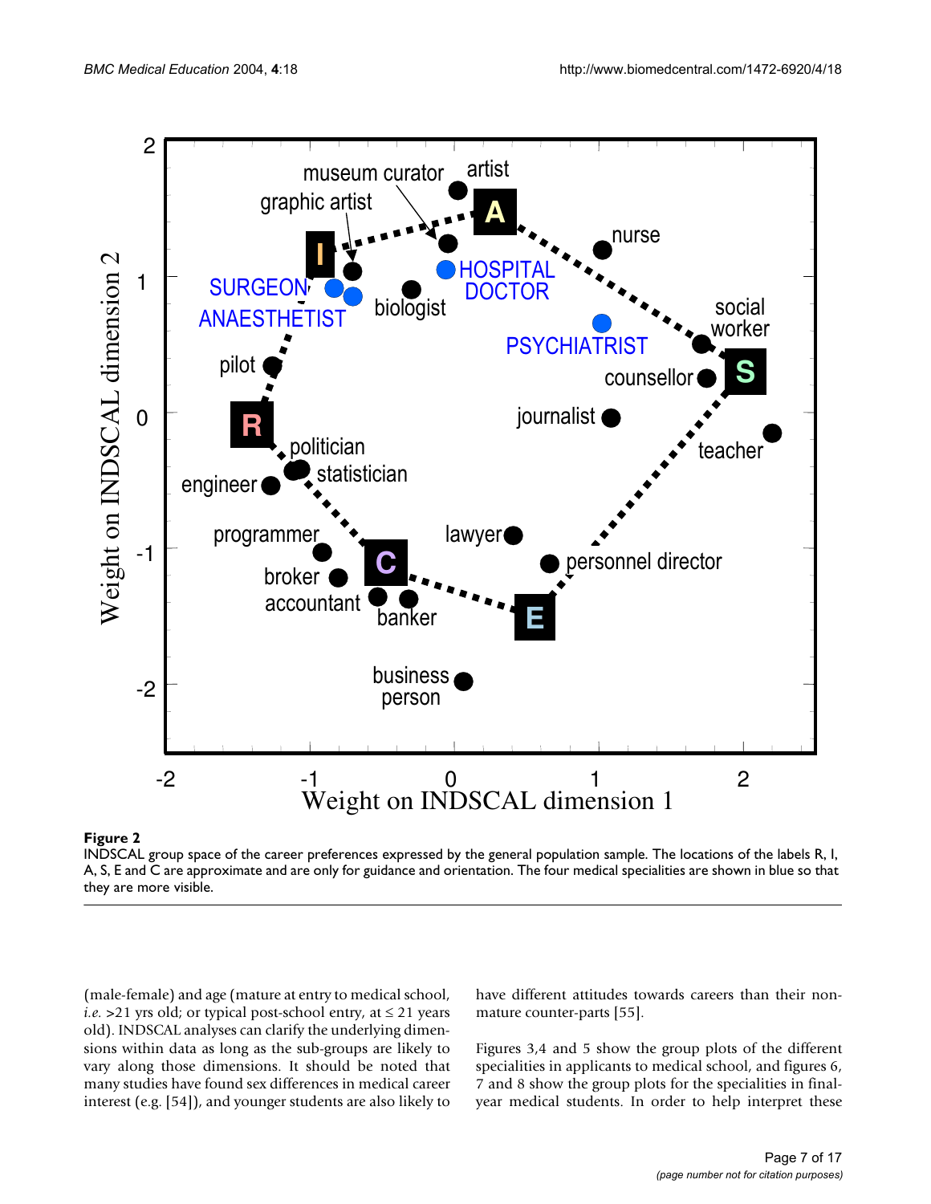**Figure 2**

INDSCAL group space of the career preferences expressed by the general population sample. The locations of the labels R, I, A, S, E and C are approximate and are only for guidance and orientation. The four medical specialities are shown in blue so that they are more visible.

(male-female) and age (mature at entry to medical school, *i.e.* >21 yrs old; or typical post-school entry, at ≤ 21 years old). INDSCAL analyses can clarify the underlying dimensions within data as long as the sub-groups are likely to vary along those dimensions. It should be noted that many studies have found sex differences in medical career interest (e.g. [54]), and younger students are also likely to have different attitudes towards careers than their non-mature counter-parts [55].

Figures 3,4 and 5 show the group plots of the different specialities in applicants to medical school, and figures 6, 7 and 8 show the group plots for the specialities in final-year medical students. In order to help interpret these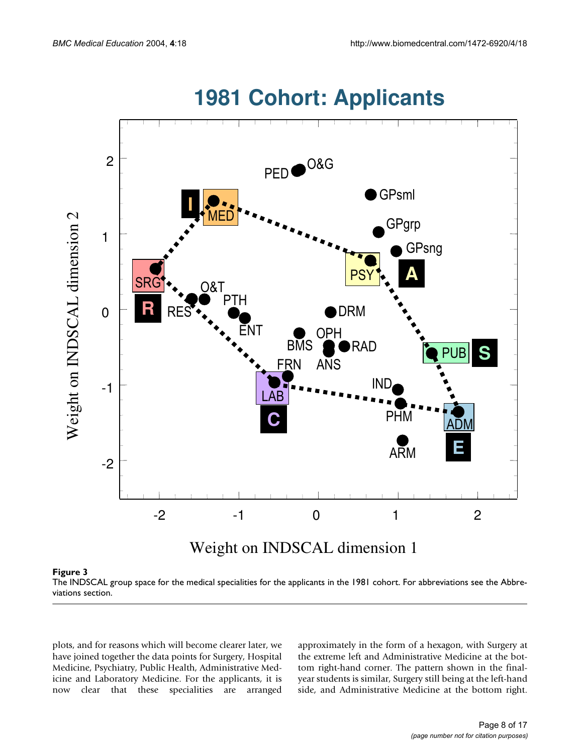**Figure 3**

The INDSCAL group space for the medical specialities for the applicants in the 1981 cohort. For abbreviations see the Abbreviations section.

plots, and for reasons which will become clearer later, we have joined together the data points for Surgery, Hospital Medicine, Psychiatry, Public Health, Administrative Medicine and Laboratory Medicine. For the applicants, it is now clear that these specialities are arranged approximately in the form of a hexagon, with Surgery at the extreme left and Administrative Medicine at the bottom right-hand corner. The pattern shown in the final-year students is similar, Surgery still being at the left-hand side, and Administrative Medicine at the bottom right.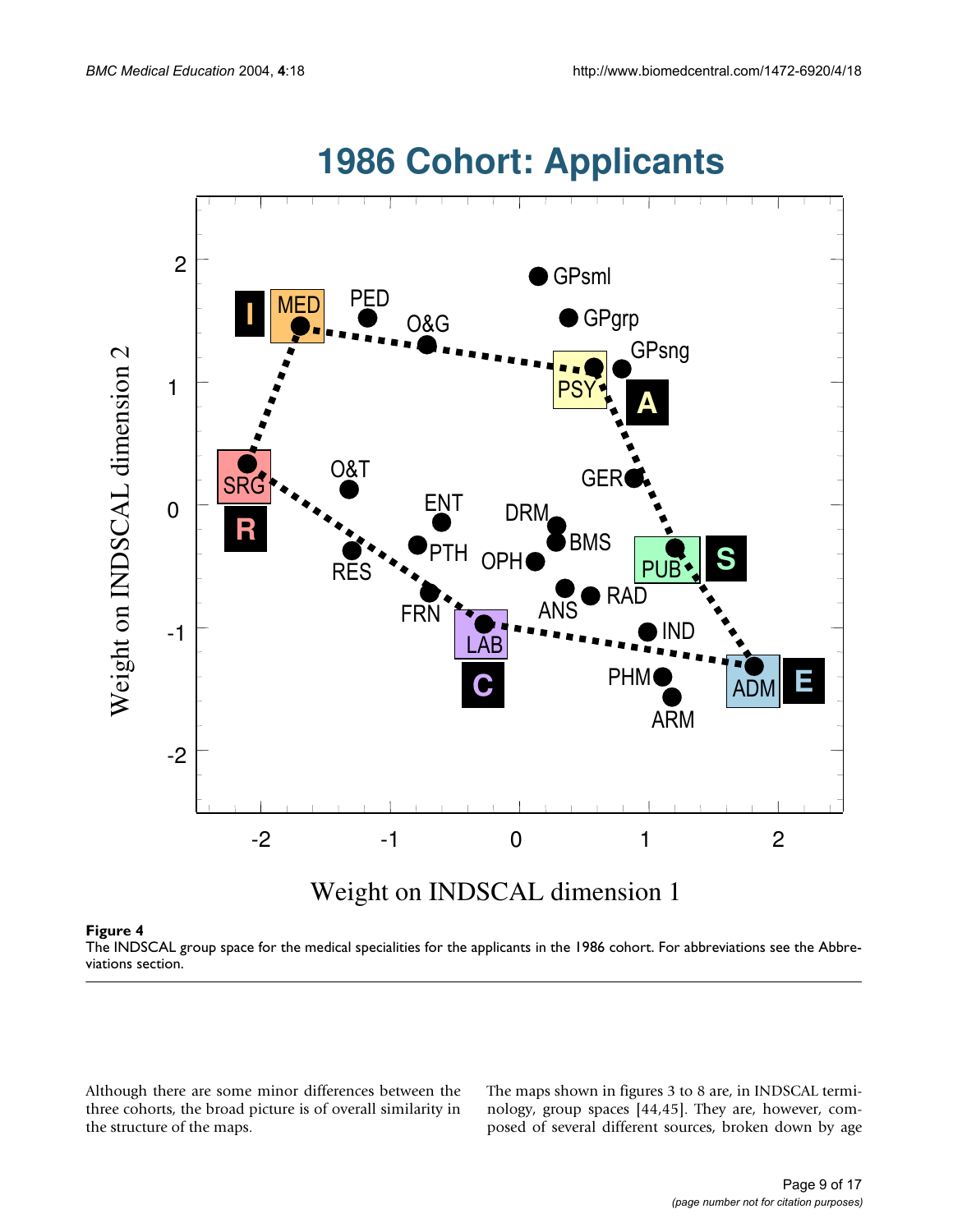**Figure 4**

The INDSCAL group space for the medical specialities for the applicants in the 1986 cohort. For abbreviations see the Abbreviations section.

Although there are some minor differences between the three cohorts, the broad picture is of overall similarity in the structure of the maps.

The maps shown in figures 3 to 8 are, in INDSCAL terminology, group spaces [44,45]. They are, however, composed of several different sources, broken down by age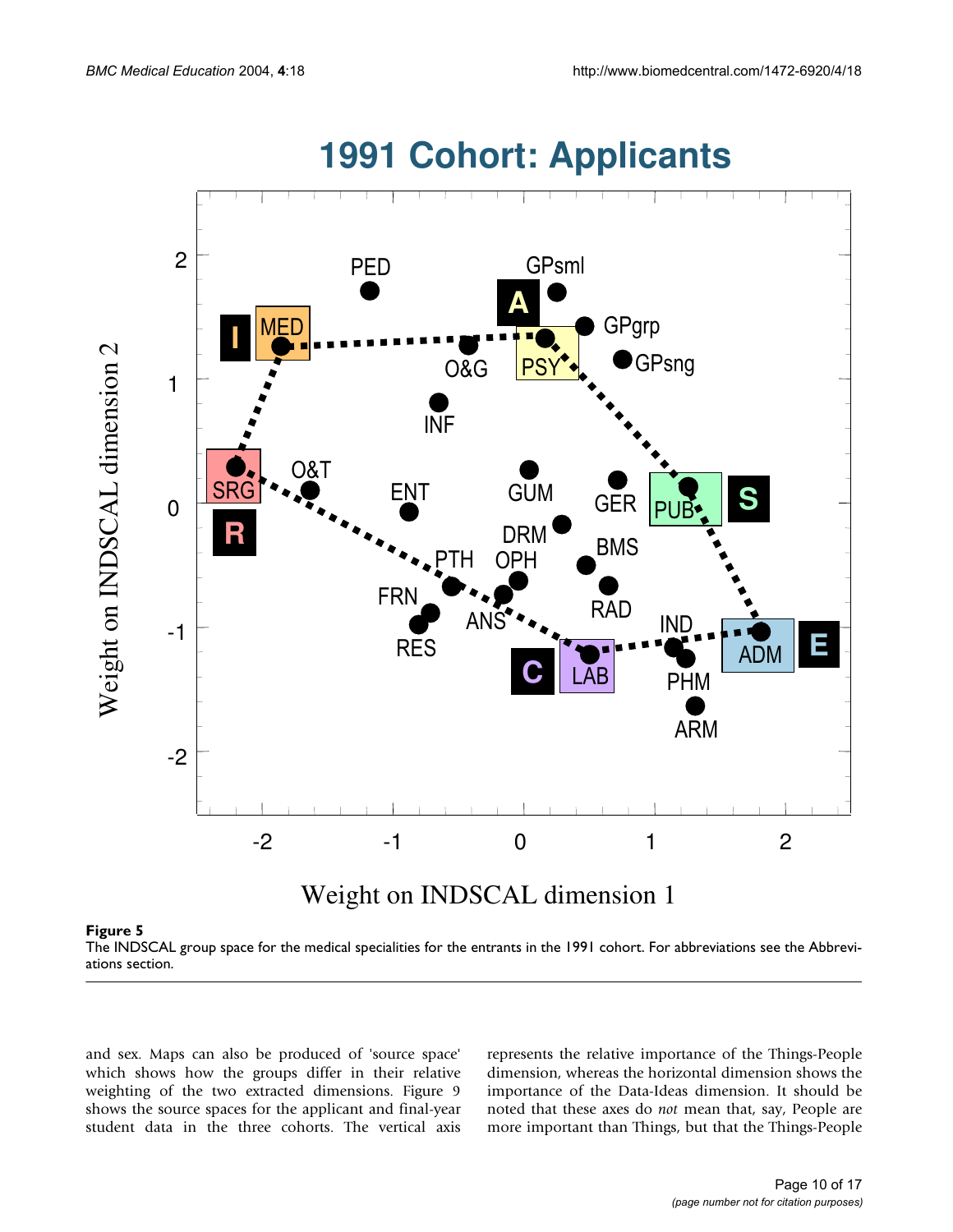**Figure 5**
The INDSCAL group space for the medical specialities for the entrants in the 1991 cohort. For abbreviations see the Abbreviations section.

and sex. Maps can also be produced of 'source space' which shows how the groups differ in their relative weighting of the two extracted dimensions. Figure 9 shows the source spaces for the applicant and final-year student data in the three cohorts. The vertical axis represents the relative importance of the Things-People dimension, whereas the horizontal dimension shows the importance of the Data-Ideas dimension. It should be noted that these axes do *not* mean that, say, People are more important than Things, but that the Things-People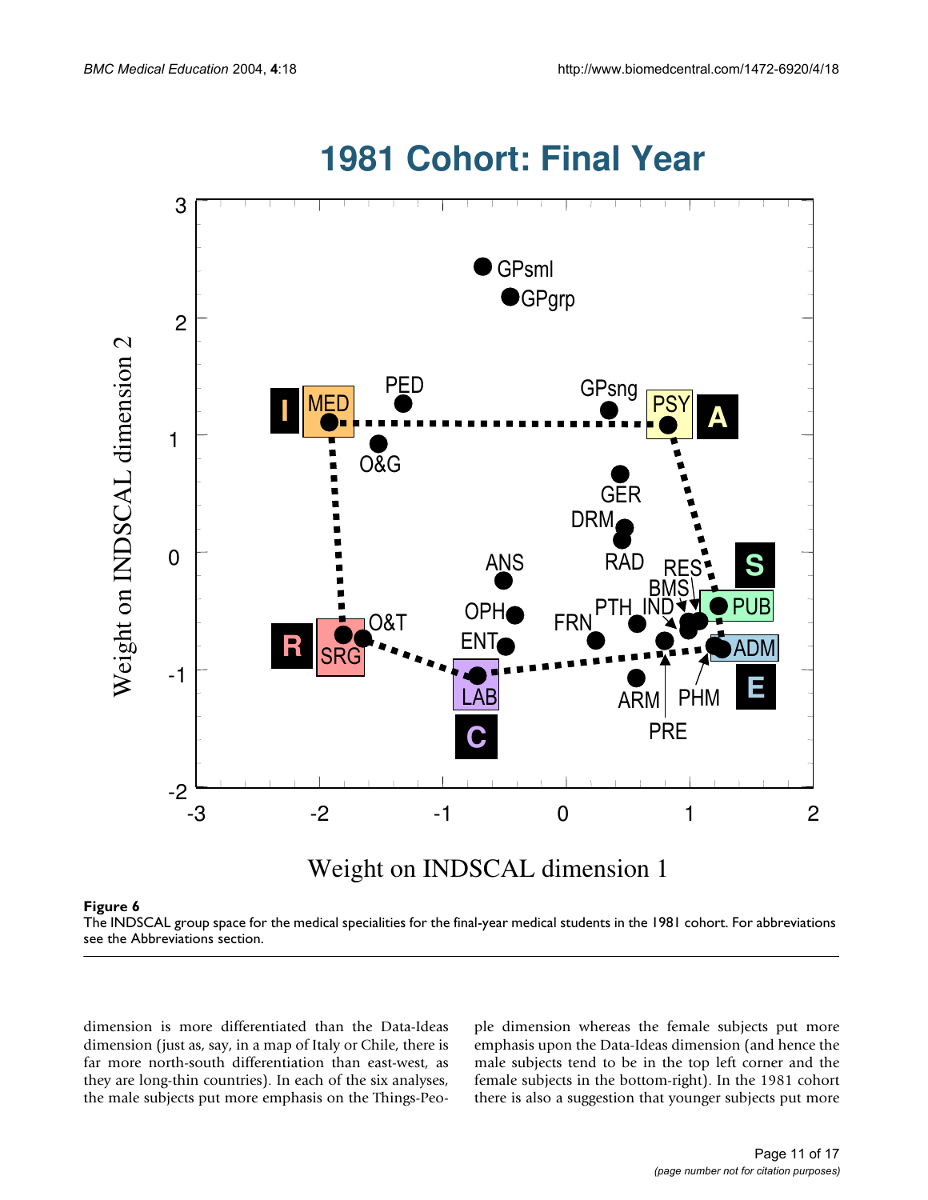**Figure 6**
The INDSCAL group space for the medical specialities for the final-year medical students in the 1981 cohort. For abbreviations see the Abbreviations section.

dimension is more differentiated than the Data-Ideas dimension (just as, say, in a map of Italy or Chile, there is far more north-south differentiation than east-west, as they are long-thin countries). In each of the six analyses, the male subjects put more emphasis on the Things-People dimension whereas the female subjects put more emphasis upon the Data-Ideas dimension (and hence the male subjects tend to be in the top left corner and the female subjects in the bottom-right). In the 1981 cohort there is also a suggestion that younger subjects put more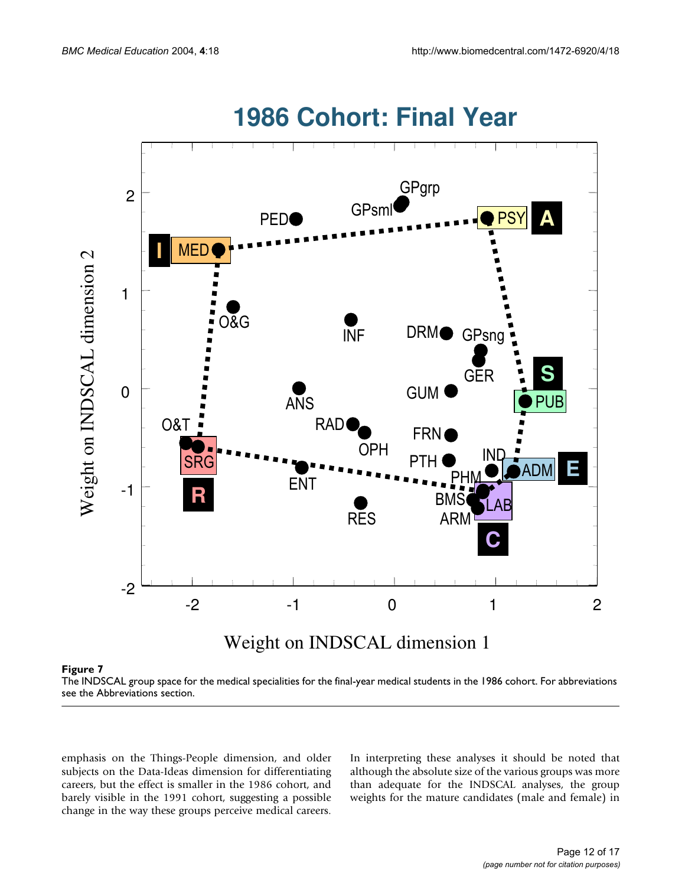**Figure 7**

The INDSCAL group space for the medical specialities for the final-year medical students in the 1986 cohort. For abbreviations see the Abbreviations section.

emphasis on the Things-People dimension, and older subjects on the Data-Ideas dimension for differentiating careers, but the effect is smaller in the 1986 cohort, and barely visible in the 1991 cohort, suggesting a possible change in the way these groups perceive medical careers.

In interpreting these analyses it should be noted that although the absolute size of the various groups was more than adequate for the INDSCAL analyses, the group weights for the mature candidates (male and female) in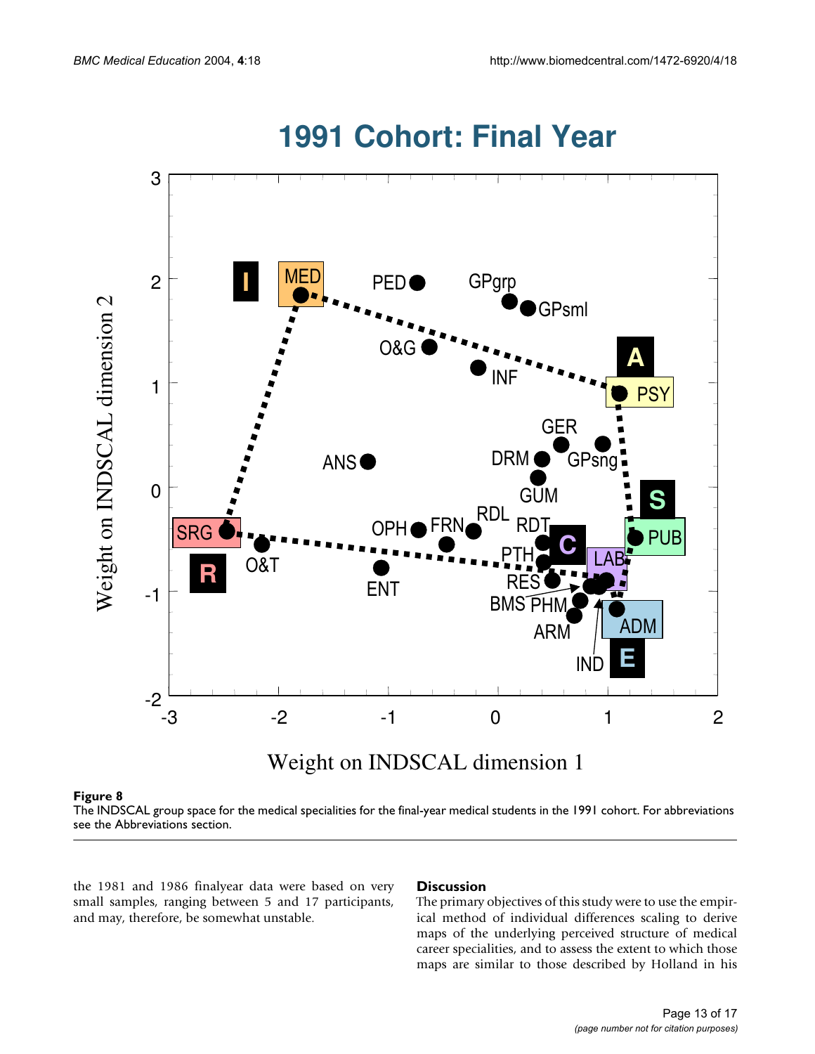**Figure 8**
The INDSCAL group space for the medical specialities for the final-year medical students in the 1991 cohort. For abbreviations see the Abbreviations section.

the 1981 and 1986 finalyear data were based on very small samples, ranging between 5 and 17 participants, and may, therefore, be somewhat unstable.

## Discussion

The primary objectives of this study were to use the empirical method of individual differences scaling to derive maps of the underlying perceived structure of medical career specialities, and to assess the extent to which those maps are similar to those described by Holland in his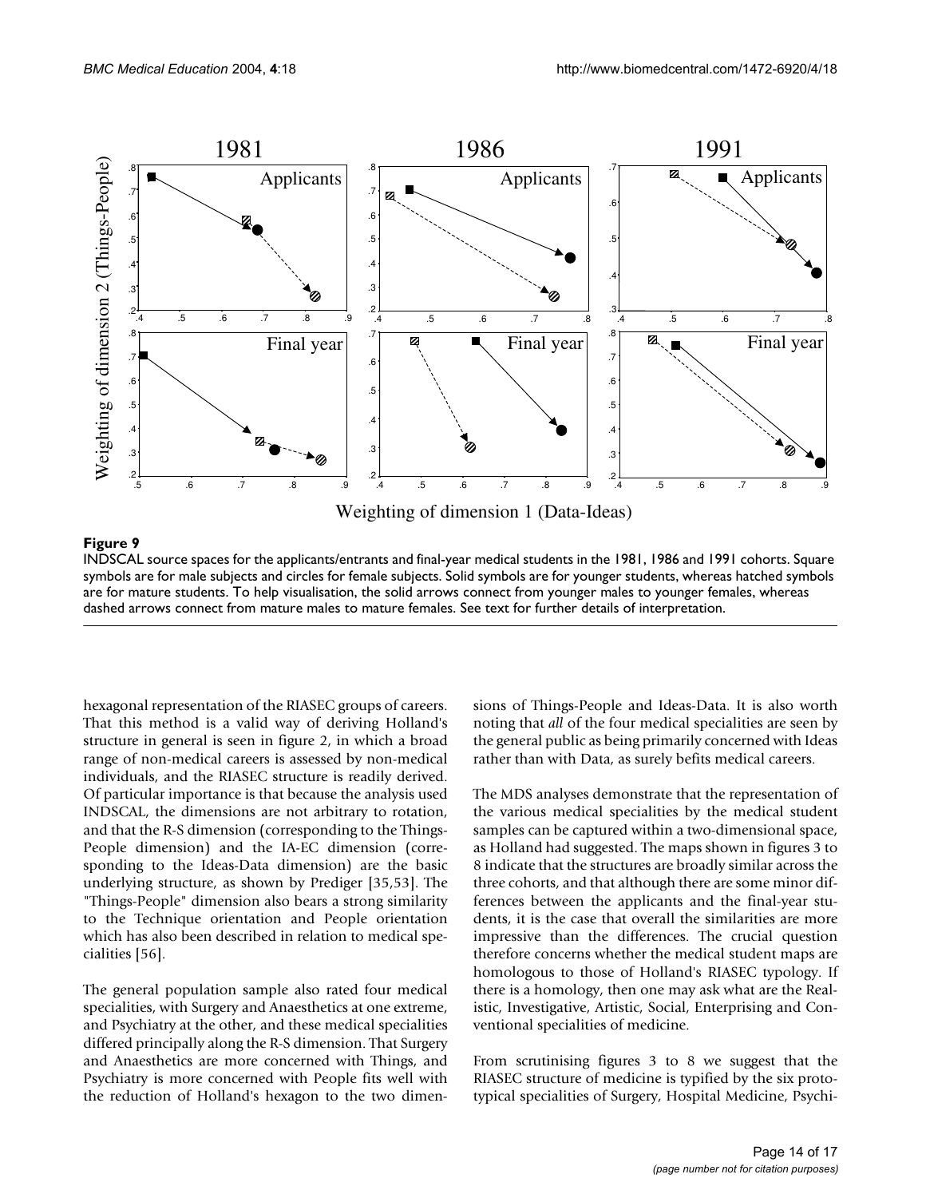**Figure 9**

INDSCAL source spaces for the applicants/entrants and final-year medical students in the 1981, 1986 and 1991 cohorts. Square symbols are for male subjects and circles for female subjects. Solid symbols are for younger students, whereas hatched symbols are for mature students. To help visualisation, the solid arrows connect from younger males to younger females, whereas dashed arrows connect from mature males to mature females. See text for further details of interpretation.

hexagonal representation of the RIASEC groups of careers. That this method is a valid way of deriving Holland's structure in general is seen in figure 2, in which a broad range of non-medical careers is assessed by non-medical individuals, and the RIASEC structure is readily derived. Of particular importance is that because the analysis used INDSCAL, the dimensions are not arbitrary to rotation, and that the R-S dimension (corresponding to the Things-People dimension) and the IA-EC dimension (corresponding to the Ideas-Data dimension) are the basic underlying structure, as shown by Prediger [35,53]. The "Things-People" dimension also bears a strong similarity to the Technique orientation and People orientation which has also been described in relation to medical specialities [56].

The general population sample also rated four medical specialities, with Surgery and Anaesthetics at one extreme, and Psychiatry at the other, and these medical specialities differed principally along the R-S dimension. That Surgery and Anaesthetics are more concerned with Things, and Psychiatry is more concerned with People fits well with the reduction of Holland's hexagon to the two dimensions of Things-People and Ideas-Data. It is also worth noting that *all* of the four medical specialities are seen by the general public as being primarily concerned with Ideas rather than with Data, as surely befits medical careers.

The MDS analyses demonstrate that the representation of the various medical specialities by the medical student samples can be captured within a two-dimensional space, as Holland had suggested. The maps shown in figures 3 to 8 indicate that the structures are broadly similar across the three cohorts, and that although there are some minor differences between the applicants and the final-year students, it is the case that overall the similarities are more impressive than the differences. The crucial question therefore concerns whether the medical student maps are homologous to those of Holland's RIASEC typology. If there is a homology, then one may ask what are the Realistic, Investigative, Artistic, Social, Enterprising and Conventional specialities of medicine.

From scrutinising figures 3 to 8 we suggest that the RIASEC structure of medicine is typified by the six prototypical specialities of Surgery, Hospital Medicine, Psychi-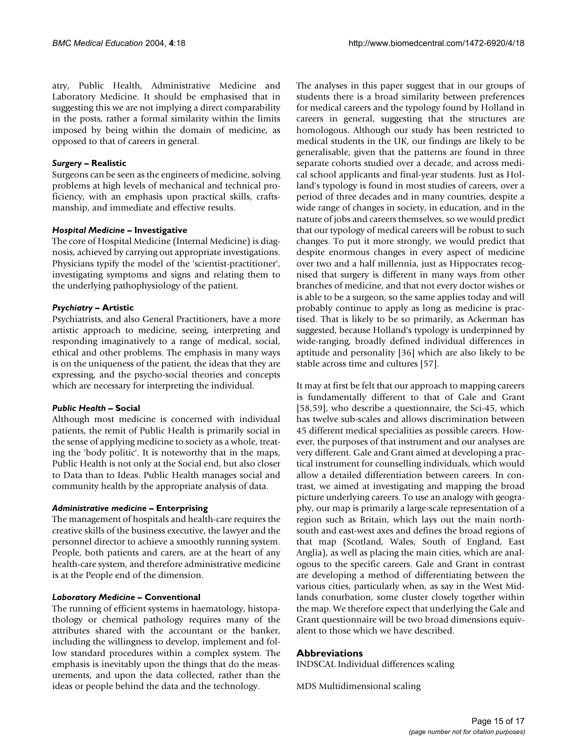atry, Public Health, Administrative Medicine and Laboratory Medicine. It should be emphasised that in suggesting this we are not implying a direct comparability in the posts, rather a formal similarity within the limits imposed by being within the domain of medicine, as opposed to that of careers in general.

#### *Surgery* – Realistic

Surgeons can be seen as the engineers of medicine, solving problems at high levels of mechanical and technical proficiency, with an emphasis upon practical skills, craftsmanship, and immediate and effective results.

#### *Hospital Medicine* – Investigative

The core of Hospital Medicine (Internal Medicine) is diagnosis, achieved by carrying out appropriate investigations. Physicians typify the model of the 'scientist-practitioner', investigating symptoms and signs and relating them to the underlying pathophysiology of the patient.

#### *Psychiatry* – Artistic

Psychiatrists, and also General Practitioners, have a more artistic approach to medicine, seeing, interpreting and responding imaginatively to a range of medical, social, ethical and other problems. The emphasis in many ways is on the uniqueness of the patient, the ideas that they are expressing, and the psycho-social theories and concepts which are necessary for interpreting the individual.

#### *Public Health* – Social

Although most medicine is concerned with individual patients, the remit of Public Health is primarily social in the sense of applying medicine to society as a whole, treating the 'body politic'. It is noteworthy that in the maps, Public Health is not only at the Social end, but also closer to Data than to Ideas. Public Health manages social and community health by the appropriate analysis of data.

#### *Administrative medicine* – Enterprising

The management of hospitals and health-care requires the creative skills of the business executive, the lawyer and the personnel director to achieve a smoothly running system. People, both patients and carers, are at the heart of any health-care system, and therefore administrative medicine is at the People end of the dimension.

#### *Laboratory Medicine* – Conventional

The running of efficient systems in haematology, histopathology or chemical pathology requires many of the attributes shared with the accountant or the banker, including the willingness to develop, implement and follow standard procedures within a complex system. The emphasis is inevitably upon the things that do the measurements, and upon the data collected, rather than the ideas or people behind the data and the technology.

The analyses in this paper suggest that in our groups of students there is a broad similarity between preferences for medical careers and the typology found by Holland in careers in general, suggesting that the structures are homologous. Although our study has been restricted to medical students in the UK, our findings are likely to be generalisable, given that the patterns are found in three separate cohorts studied over a decade, and across medical school applicants and final-year students. Just as Holland's typology is found in most studies of careers, over a period of three decades and in many countries, despite a wide range of changes in society, in education, and in the nature of jobs and careers themselves, so we would predict that our typology of medical careers will be robust to such changes. To put it more strongly, we would predict that despite enormous changes in every aspect of medicine over two and a half millennia, just as Hippocrates recognised that surgery is different in many ways from other branches of medicine, and that not every doctor wishes or is able to be a surgeon, so the same applies today and will probably continue to apply as long as medicine is practised. That is likely to be so primarily, as Ackerman has suggested, because Holland's typology is underpinned by wide-ranging, broadly defined individual differences in aptitude and personality [36] which are also likely to be stable across time and cultures [57].

It may at first be felt that our approach to mapping careers is fundamentally different to that of Gale and Grant [58,59], who describe a questionnaire, the Sci-45, which has twelve sub-scales and allows discrimination between 45 different medical specialities as possible careers. However, the purposes of that instrument and our analyses are very different. Gale and Grant aimed at developing a practical instrument for counselling individuals, which would allow a detailed differentiation between careers. In contrast, we aimed at investigating and mapping the broad picture underlying careers. To use an analogy with geography, our map is primarily a large-scale representation of a region such as Britain, which lays out the main north-south and east-west axes and defines the broad regions of that map (Scotland, Wales, South of England, East Anglia), as well as placing the main cities, which are analogous to the specific careers. Gale and Grant in contrast are developing a method of differentiating between the various cities, particularly when, as say in the West Midlands conurbation, some cluster closely together within the map. We therefore expect that underlying the Gale and Grant questionnaire will be two broad dimensions equivalent to those which we have described.

## Abbreviations

INDSCAL Individual differences scaling

MDS Multidimensional scaling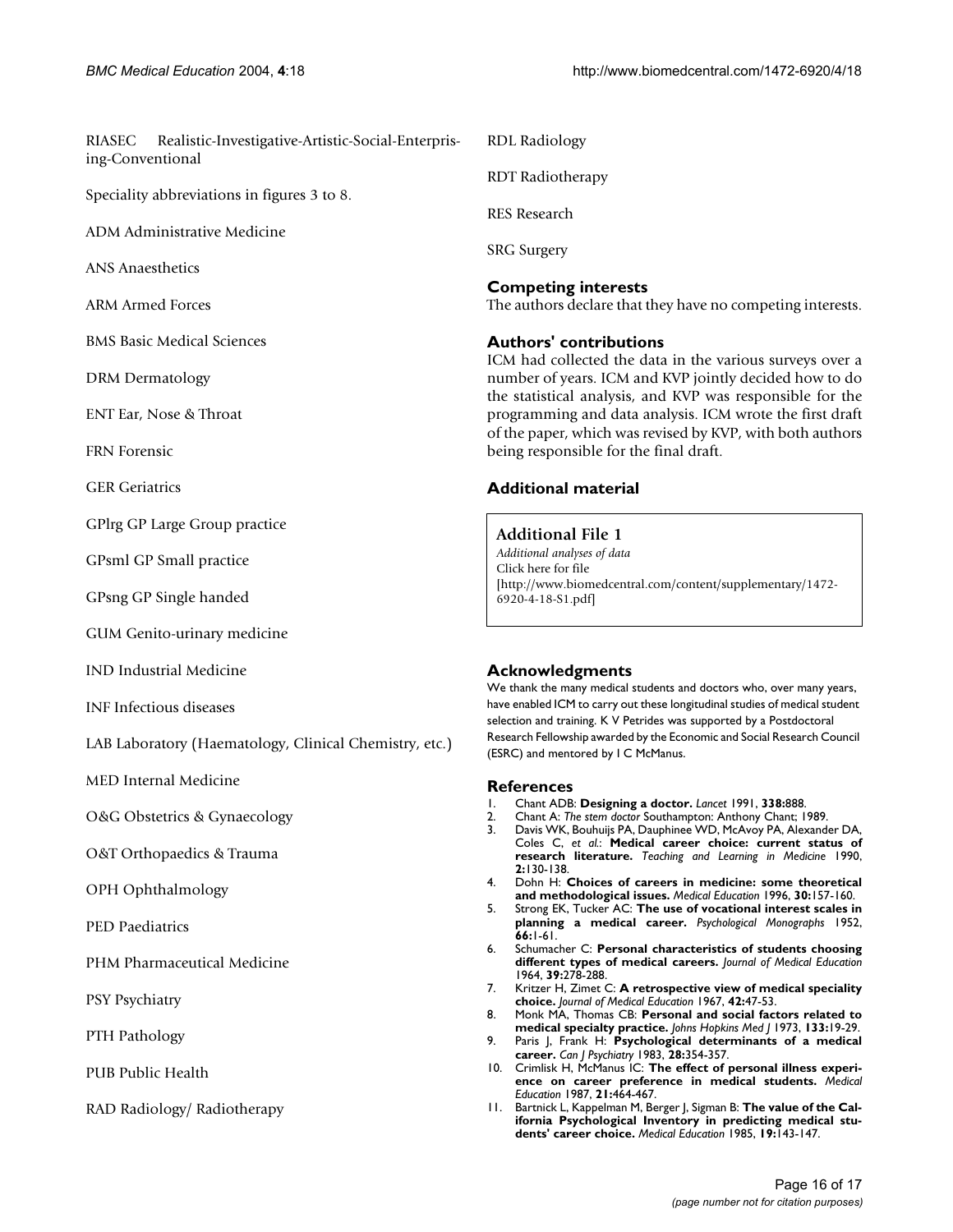RIASEC Realistic-Investigative-Artistic-Social-Enterprising-Conventional

Speciality abbreviations in figures 3 to 8.

ADM Administrative Medicine

ANS Anaesthetics

ARM Armed Forces

BMS Basic Medical Sciences

DRM Dermatology

ENT Ear, Nose & Throat

FRN Forensic

GER Geriatrics

GPlrg GP Large Group practice

GPsml GP Small practice

GPsng GP Single handed

GUM Genito-urinary medicine

IND Industrial Medicine

INF Infectious diseases

LAB Laboratory (Haematology, Clinical Chemistry, etc.)

MED Internal Medicine

O&G Obstetrics & Gynaecology

O&T Orthopaedics & Trauma

OPH Ophthalmology

PED Paediatrics

PHM Pharmaceutical Medicine

PSY Psychiatry

PTH Pathology

PUB Public Health

RAD Radiology/ Radiotherapy

RDL Radiology

RDT Radiotherapy

RES Research

SRG Surgery

## Competing interests

The authors declare that they have no competing interests.

## Authors' contributions

ICM had collected the data in the various surveys over a number of years. ICM and KVP jointly decided how to do the statistical analysis, and KVP was responsible for the programming and data analysis. ICM wrote the first draft of the paper, which was revised by KVP, with both authors being responsible for the final draft.

## Additional material

**Additional File 1**
*Additional analyses of data*
Click here for file
[http://www.biomedcentral.com/content/supplementary/1472-6920-4-18-S1.pdf]

## Acknowledgments

We thank the many medical students and doctors who, over many years, have enabled ICM to carry out these longitudinal studies of medical student selection and training. K V Petrides was supported by a Postdoctoral Research Fellowship awarded by the Economic and Social Research Council (ESRC) and mentored by I C McManus.

## References

1. Chant ADB: **Designing a doctor.** *Lancet* 1991, **338:**888.
2. Chant A: *The stem doctor* Southampton: Anthony Chant; 1989.
3. Davis WK, Bouhuijs PA, Dauphinee WD, McAvoy PA, Alexander DA, Coles C, *et al.*: **Medical career choice: current status of research literature.** *Teaching and Learning in Medicine* 1990, **2:**130-138.
4. Dohn H: **Choices of careers in medicine: some theoretical and methodological issues.** *Medical Education* 1996, **30:**157-160.
5. Strong EK, Tucker AC: **The use of vocational interest scales in planning a medical career.** *Psychological Monographs* 1952, **66:**1-61.
6. Schumacher C: **Personal characteristics of students choosing different types of medical careers.** *Journal of Medical Education* 1964, **39:**278-288.
7. Kritzer H, Zimet C: **A retrospective view of medical speciality choice.** *Journal of Medical Education* 1967, **42:**47-53.
8. Monk MA, Thomas CB: **Personal and social factors related to medical specialty practice.** *Johns Hopkins Med J* 1973, **133:**19-29.
9. Paris J, Frank H: **Psychological determinants of a medical career.** *Can J Psychiatry* 1983, **28:**354-357.
10. Crimlisk H, McManus IC: **The effect of personal illness experience on career preference in medical students.** *Medical Education* 1987, **21:**464-467.
11. Bartnick L, Kappelman M, Berger J, Sigman B: **The value of the California Psychological Inventory in predicting medical students' career choice.** *Medical Education* 1985, **19:**143-147.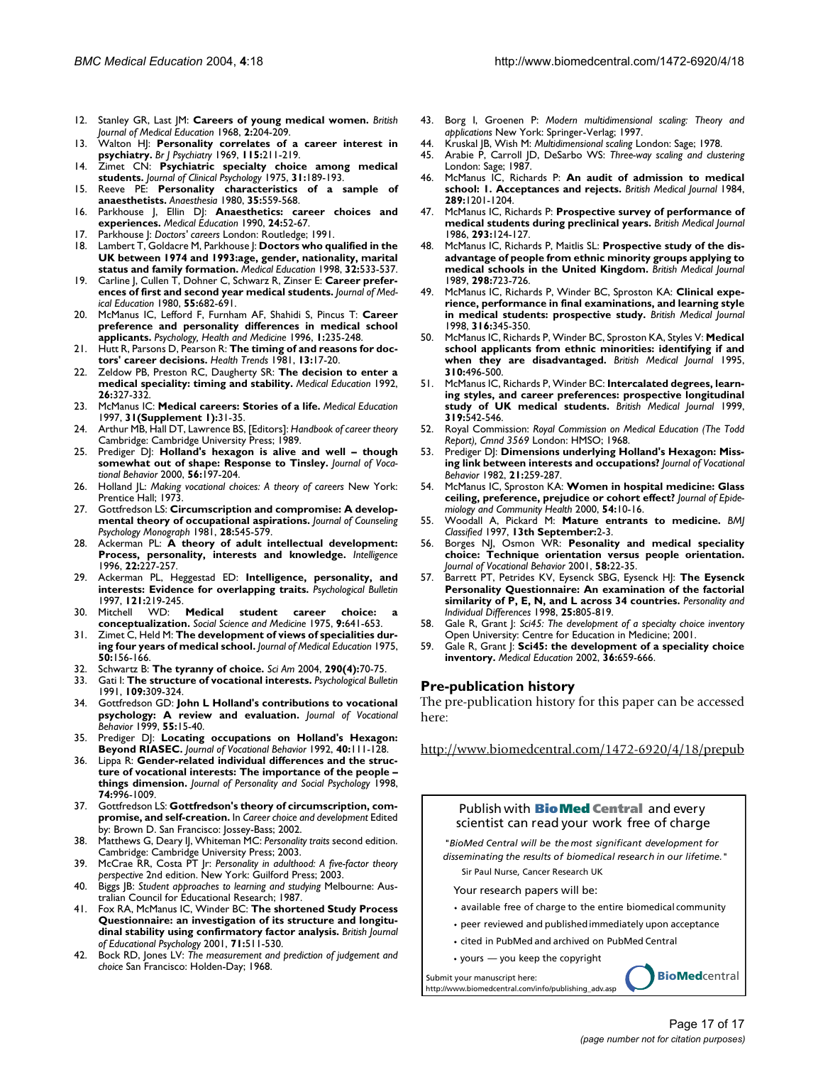12. Stanley GR, Last JM: **Careers of young medical women.** *British Journal of Medical Education* 1968, **2:**204-209.
13. Walton HJ: **Personality correlates of a career interest in psychiatry.** *Br J Psychiatry* 1969, **115:**211-219.
14. Zimet CN: **Psychiatric specialty choice among medical students.** *Journal of Clinical Psychology* 1975, **31:**189-193.
15. Reeve PE: **Personality characteristics of a sample of anaesthetists.** *Anaesthesia* 1980, **35:**559-568.
16. Parkhouse J, Ellin DJ: **Anaesthetics: career choices and experiences.** *Medical Education* 1990, **24:**52-67.
17. Parkhouse J: *Doctors' careers* London: Routledge; 1991.
18. Lambert T, Goldacre M, Parkhouse J: **Doctors who qualified in the UK between 1974 and 1993:age, gender, nationality, marital status and family formation.** *Medical Education* 1998, **32:**533-537.
19. Carline J, Cullen T, Dohner C, Schwarz R, Zinser E: **Career preferences of first and second year medical students.** *Journal of Medical Education* 1980, **55:**682-691.
20. McManus IC, Lefford F, Furnham AF, Shahidi S, Pincus T: **Career preference and personality differences in medical school applicants.** *Psychology, Health and Medicine* 1996, **1:**235-248.
21. Hutt R, Parsons D, Pearson R: **The timing of and reasons for doctors' career decisions.** *Health Trends* 1981, **13:**17-20.
22. Zeldow PB, Preston RC, Daugherty SR: **The decision to enter a medical speciality: timing and stability.** *Medical Education* 1992, **26:**327-332.
23. McManus IC: **Medical careers: Stories of a life.** *Medical Education* 1997, **31(Supplement 1):**31-35.
24. Arthur MB, Hall DT, Lawrence BS, [Editors]: *Handbook of career theory* Cambridge: Cambridge University Press; 1989.
25. Prediger DJ: **Holland's hexagon is alive and well – though somewhat out of shape: Response to Tinsley.** *Journal of Vocational Behavior* 2000, **56:**197-204.
26. Holland JL: *Making vocational choices: A theory of careers* New York: Prentice Hall; 1973.
27. Gottfredson LS: **Circumscription and compromise: A developmental theory of occupational aspirations.** *Journal of Counseling Psychology Monograph* 1981, **28:**545-579.
28. Ackerman PL: **A theory of adult intellectual development: Process, personality, interests and knowledge.** *Intelligence* 1996, **22:**227-257.
29. Ackerman PL, Heggestad ED: **Intelligence, personality, and interests: Evidence for overlapping traits.** *Psychological Bulletin* 1997, **121:**219-245.
30. Mitchell WD: **Medical student career choice: a conceptualization.** *Social Science and Medicine* 1975, **9:**641-653.
31. Zimet C, Held M: **The development of views of specialities during four years of medical school.** *Journal of Medical Education* 1975, **50:**156-166.
32. Schwartz B: **The tyranny of choice.** *Sci Am* 2004, **290(4):**70-75.
33. Gati I: **The structure of vocational interests.** *Psychological Bulletin* 1991, **109:**309-324.
34. Gottfredson GD: **John L Holland's contributions to vocational psychology: A review and evaluation.** *Journal of Vocational Behavior* 1999, **55:**15-40.
35. Prediger DJ: **Locating occupations on Holland's Hexagon: Beyond RIASEC.** *Journal of Vocational Behavior* 1992, **40:**111-128.
36. Lippa R: **Gender-related individual differences and the structure of vocational interests: The importance of the people – things dimension.** *Journal of Personality and Social Psychology* 1998, **74:**996-1009.
37. Gottfredson LS: **Gottfredson's theory of circumscription, compromise, and self-creation.** In *Career choice and development* Edited by: Brown D. San Francisco: Jossey-Bass; 2002.
38. Matthews G, Deary IJ, Whiteman MC: *Personality traits* second edition. Cambridge: Cambridge University Press; 2003.
39. McCrae RR, Costa PT Jr: *Personality in adulthood: A five-factor theory perspective* 2nd edition. New York: Guilford Press; 2003.
40. Biggs JB: *Student approaches to learning and studying* Melbourne: Australian Council for Educational Research; 1987.
41. Fox RA, McManus IC, Winder BC: **The shortened Study Process Questionnaire: an investigation of its structure and longitudinal stability using confirmatory factor analysis.** *British Journal of Educational Psychology* 2001, **71:**511-530.
42. Bock RD, Jones LV: *The measurement and prediction of judgement and choice* San Francisco: Holden-Day; 1968.
43. Borg I, Groenen P: *Modern multidimensional scaling: Theory and applications* New York: Springer-Verlag; 1997.
44. Kruskal JB, Wish M: *Multidimensional scaling* London: Sage; 1978.
45. Arabie P, Carroll JD, DeSarbo WS: *Three-way scaling and clustering* London: Sage; 1987.
46. McManus IC, Richards P: **An audit of admission to medical school: 1. Acceptances and rejects.** *British Medical Journal* 1984, **289:**1201-1204.
47. McManus IC, Richards P: **Prospective survey of performance of medical students during preclinical years.** *British Medical Journal* 1986, **293:**124-127.
48. McManus IC, Richards P, Maitlis SL: **Prospective study of the disadvantage of people from ethnic minority groups applying to medical schools in the United Kingdom.** *British Medical Journal* 1989, **298:**723-726.
49. McManus IC, Richards P, Winder BC, Sproston KA: **Clinical experience, performance in final examinations, and learning style in medical students: prospective study.** *British Medical Journal* 1998, **316:**345-350.
50. McManus IC, Richards P, Winder BC, Sproston KA, Styles V: **Medical school applicants from ethnic minorities: identifying if and when they are disadvantaged.** *British Medical Journal* 1995, **310:**496-500.
51. McManus IC, Richards P, Winder BC: **Intercalated degrees, learning styles, and career preferences: prospective longitudinal study of UK medical students.** *British Medical Journal* 1999, **319:**542-546.
52. Royal Commission: *Royal Commission on Medical Education (The Todd Report), Cmnd 3569* London: HMSO; 1968.
53. Prediger DJ: **Dimensions underlying Holland's Hexagon: Missing link between interests and occupations?** *Journal of Vocational Behavior* 1982, **21:**259-287.
54. McManus IC, Sproston KA: **Women in hospital medicine: Glass ceiling, preference, prejudice or cohort effect?** *Journal of Epidemiology and Community Health* 2000, **54:**10-16.
55. Woodall A, Pickard M: **Mature entrants to medicine.** *BMJ Classified* 1997, **13th September:**2-3.
56. Borges NJ, Osmon WR: **Pesonality and medical speciality choice: Technique orientation versus people orientation.** *Journal of Vocational Behavior* 2001, **58:**22-35.
57. Barrett PT, Petrides KV, Eysenck SBG, Eysenck HJ: **The Eysenck Personality Questionnaire: An examination of the factorial similarity of P, E, N, and L across 34 countries.** *Personality and Individual Differences* 1998, **25:**805-819.
58. Gale R, Grant J: *Sci45: The development of a specialty choice inventory* Open University: Centre for Education in Medicine; 2001.
59. Gale R, Grant J: **Sci45: the development of a speciality choice inventory.** *Medical Education* 2002, **36:**659-666.

## Pre-publication history

The pre-publication history for this paper can be accessed here:

http://www.biomedcentral.com/1472-6920/4/18/prepub

Publish with **BioMed Central** and every scientist can read your work free of charge

*"BioMed Central will be the most significant development for disseminating the results of biomedical research in our lifetime."*

Sir Paul Nurse, Cancer Research UK

Your research papers will be:

- available free of charge to the entire biomedical community
- peer reviewed and published immediately upon acceptance
- cited in PubMed and archived on PubMed Central
- yours — you keep the copyright

Submit your manuscript here:
http://www.biomedcentral.com/info/publishing_adv.asp

BioMedcentral